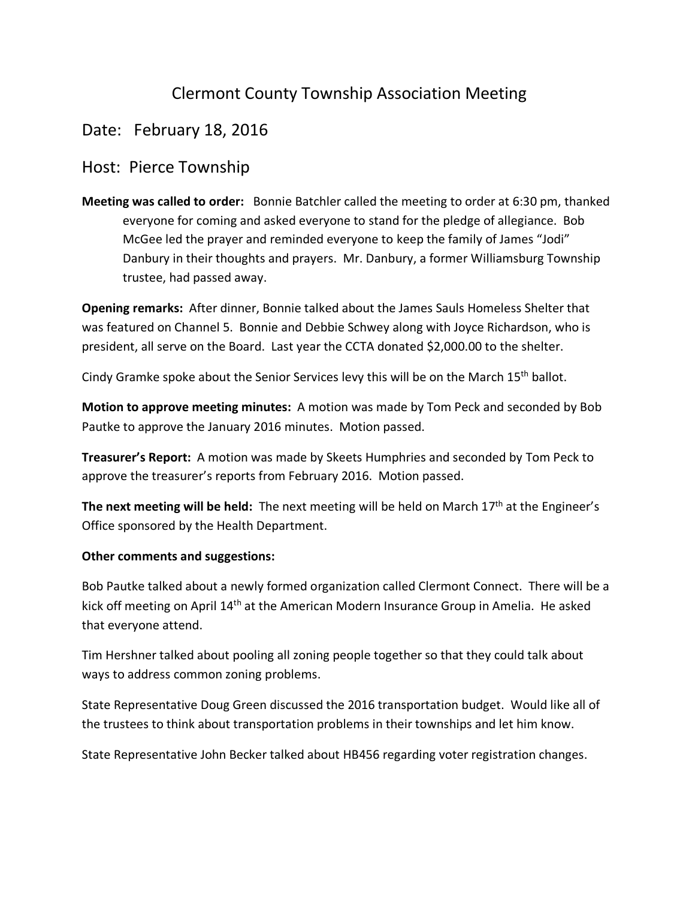# Clermont County Township Association Meeting

## Date: February 18, 2016

## Host: Pierce Township

**Meeting was called to order:** Bonnie Batchler called the meeting to order at 6:30 pm, thanked everyone for coming and asked everyone to stand for the pledge of allegiance. Bob McGee led the prayer and reminded everyone to keep the family of James "Jodi" Danbury in their thoughts and prayers. Mr. Danbury, a former Williamsburg Township trustee, had passed away.

**Opening remarks:** After dinner, Bonnie talked about the James Sauls Homeless Shelter that was featured on Channel 5. Bonnie and Debbie Schwey along with Joyce Richardson, who is president, all serve on the Board. Last year the CCTA donated $2,000.00 to the shelter.

Cindy Gramke spoke about the Senior Services levy this will be on the March 15th ballot.

**Motion to approve meeting minutes:** A motion was made by Tom Peck and seconded by Bob Pautke to approve the January 2016 minutes. Motion passed.

**Treasurer's Report:** A motion was made by Skeets Humphries and seconded by Tom Peck to approve the treasurer's reports from February 2016. Motion passed.

**The next meeting will be held:** The next meeting will be held on March 17th at the Engineer's Office sponsored by the Health Department.

**Other comments and suggestions:**

Bob Pautke talked about a newly formed organization called Clermont Connect. There will be a kick off meeting on April 14th at the American Modern Insurance Group in Amelia. He asked that everyone attend.

Tim Hershner talked about pooling all zoning people together so that they could talk about ways to address common zoning problems.

State Representative Doug Green discussed the 2016 transportation budget. Would like all of the trustees to think about transportation problems in their townships and let him know.

State Representative John Becker talked about HB456 regarding voter registration changes.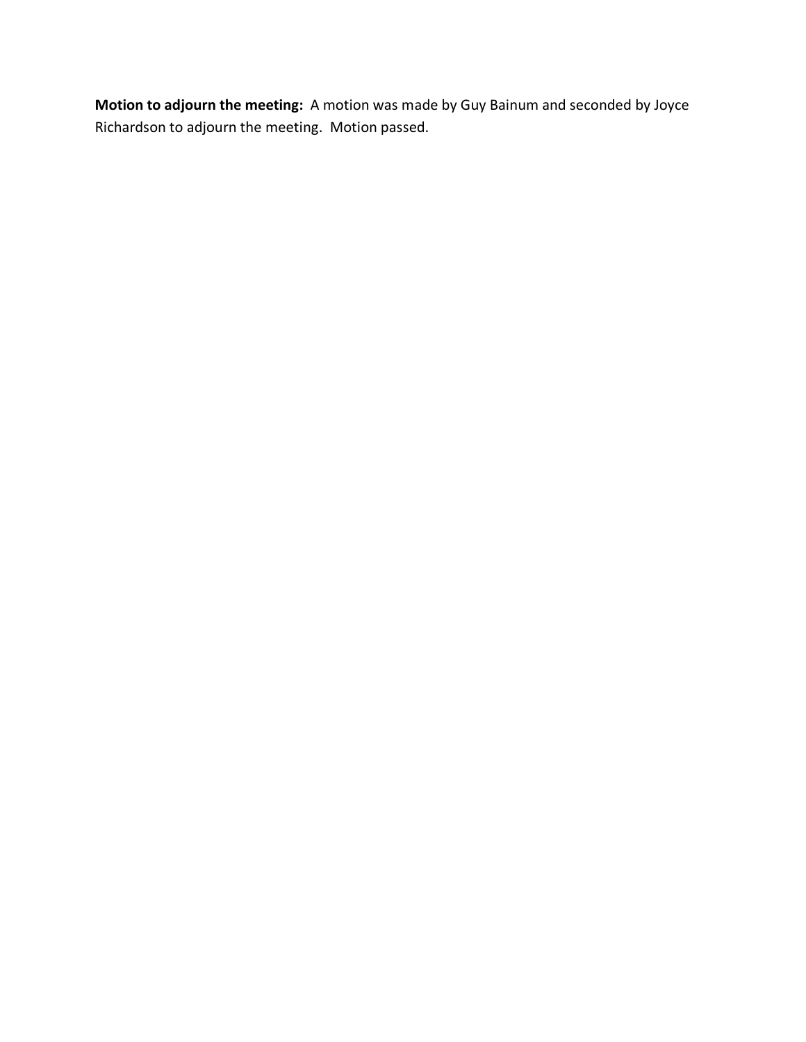**Motion to adjourn the meeting:** A motion was made by Guy Bainum and seconded by Joyce Richardson to adjourn the meeting. Motion passed.